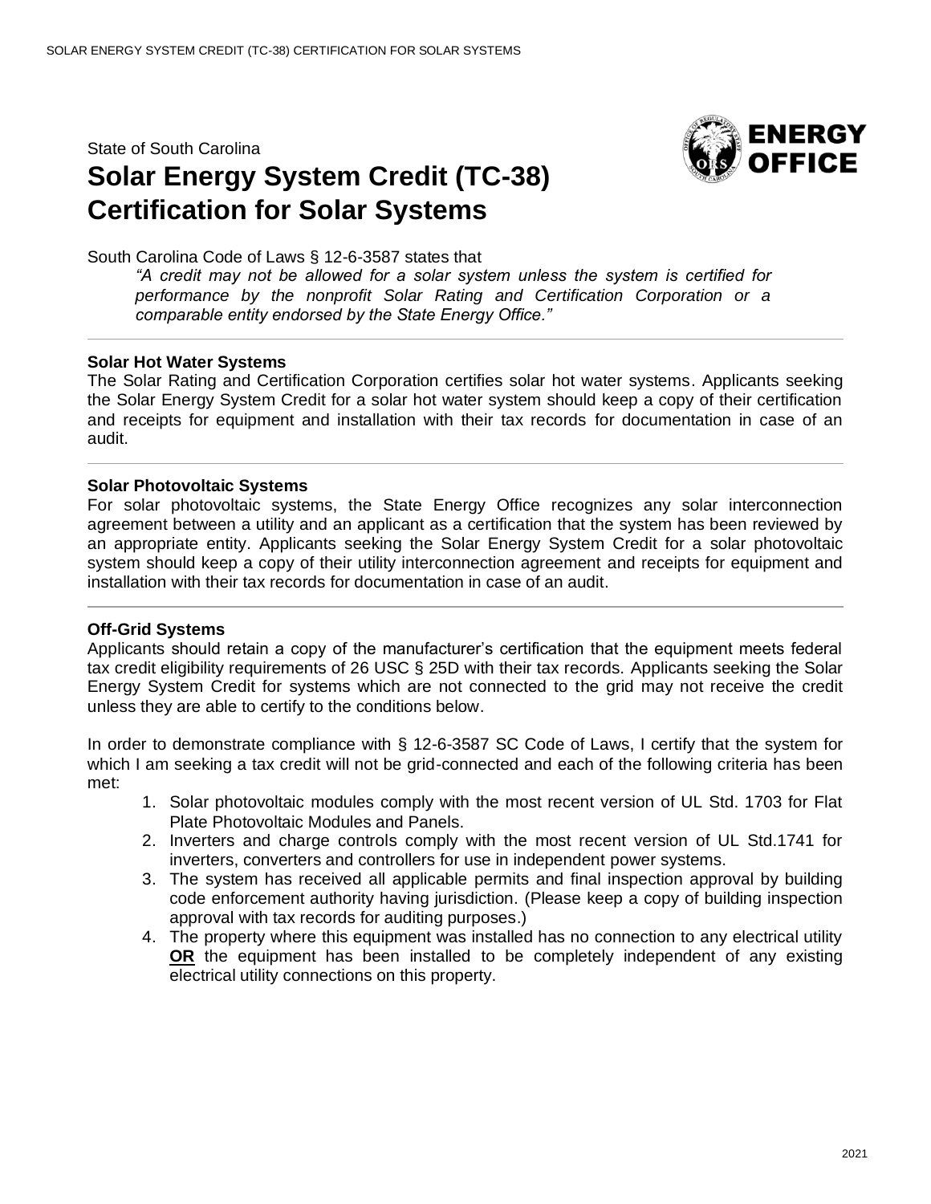State of South Carolina

# Solar Energy System Credit (TC-38) Certification for Solar Systems

South Carolina Code of Laws § 12-6-3587 states that

> *"A credit may not be allowed for a solar system unless the system is certified for performance by the nonprofit Solar Rating and Certification Corporation or a comparable entity endorsed by the State Energy Office."*

---

**Solar Hot Water Systems**

The Solar Rating and Certification Corporation certifies solar hot water systems. Applicants seeking the Solar Energy System Credit for a solar hot water system should keep a copy of their certification and receipts for equipment and installation with their tax records for documentation in case of an audit.

---

**Solar Photovoltaic Systems**

For solar photovoltaic systems, the State Energy Office recognizes any solar interconnection agreement between a utility and an applicant as a certification that the system has been reviewed by an appropriate entity. Applicants seeking the Solar Energy System Credit for a solar photovoltaic system should keep a copy of their utility interconnection agreement and receipts for equipment and installation with their tax records for documentation in case of an audit.

---

**Off-Grid Systems**

Applicants should retain a copy of the manufacturer's certification that the equipment meets federal tax credit eligibility requirements of 26 USC § 25D with their tax records. Applicants seeking the Solar Energy System Credit for systems which are not connected to the grid may not receive the credit unless they are able to certify to the conditions below.

In order to demonstrate compliance with § 12-6-3587 SC Code of Laws, I certify that the system for which I am seeking a tax credit will not be grid-connected and each of the following criteria has been met:

1. Solar photovoltaic modules comply with the most recent version of UL Std. 1703 for Flat Plate Photovoltaic Modules and Panels.
2. Inverters and charge controls comply with the most recent version of UL Std.1741 for inverters, converters and controllers for use in independent power systems.
3. The system has received all applicable permits and final inspection approval by building code enforcement authority having jurisdiction. (Please keep a copy of building inspection approval with tax records for auditing purposes.)
4. The property where this equipment was installed has no connection to any electrical utility **OR** the equipment has been installed to be completely independent of any existing electrical utility connections on this property.

2021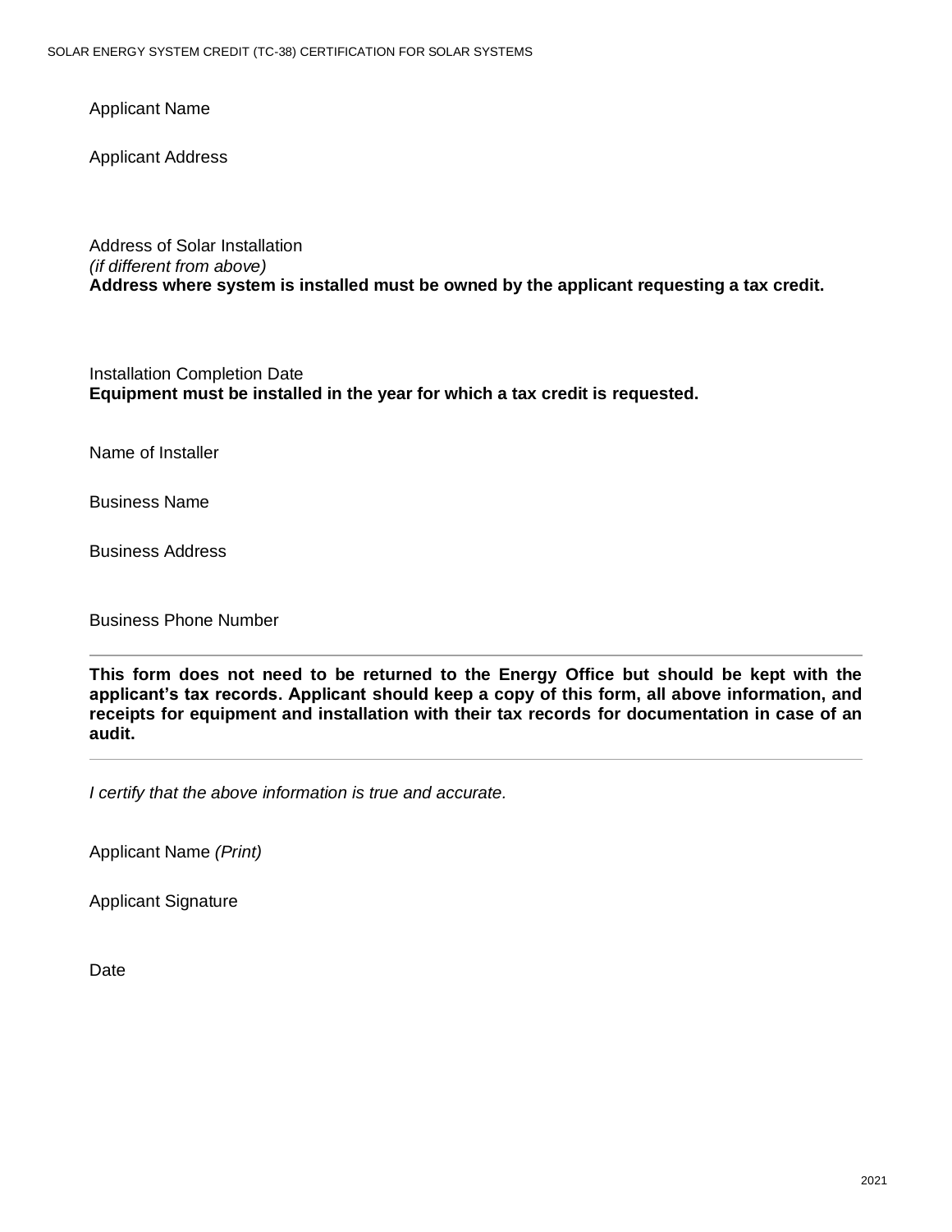Applicant Name

Applicant Address

Address of Solar Installation
*(if different from above)*
**Address where system is installed must be owned by the applicant requesting a tax credit.**

Installation Completion Date
**Equipment must be installed in the year for which a tax credit is requested.**

Name of Installer

Business Name

Business Address

Business Phone Number

---

**This form does not need to be returned to the Energy Office but should be kept with the applicant's tax records. Applicant should keep a copy of this form, all above information, and receipts for equipment and installation with their tax records for documentation in case of an audit.**

---

*I certify that the above information is true and accurate.*

Applicant Name *(Print)*

Applicant Signature

Date